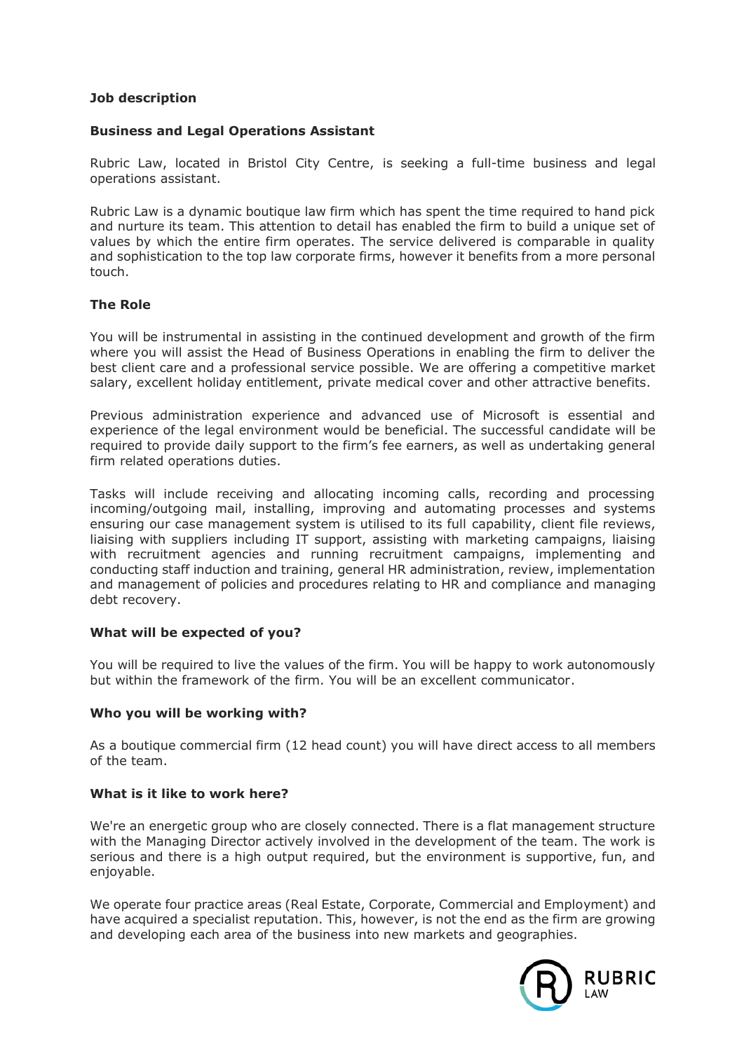**Job description**

**Business and Legal Operations Assistant**

Rubric Law, located in Bristol City Centre, is seeking a full-time business and legal operations assistant.

Rubric Law is a dynamic boutique law firm which has spent the time required to hand pick and nurture its team. This attention to detail has enabled the firm to build a unique set of values by which the entire firm operates. The service delivered is comparable in quality and sophistication to the top law corporate firms, however it benefits from a more personal touch.

**The Role**

You will be instrumental in assisting in the continued development and growth of the firm where you will assist the Head of Business Operations in enabling the firm to deliver the best client care and a professional service possible. We are offering a competitive market salary, excellent holiday entitlement, private medical cover and other attractive benefits.

Previous administration experience and advanced use of Microsoft is essential and experience of the legal environment would be beneficial. The successful candidate will be required to provide daily support to the firm's fee earners, as well as undertaking general firm related operations duties.

Tasks will include receiving and allocating incoming calls, recording and processing incoming/outgoing mail, installing, improving and automating processes and systems ensuring our case management system is utilised to its full capability, client file reviews, liaising with suppliers including IT support, assisting with marketing campaigns, liaising with recruitment agencies and running recruitment campaigns, implementing and conducting staff induction and training, general HR administration, review, implementation and management of policies and procedures relating to HR and compliance and managing debt recovery.

**What will be expected of you?**

You will be required to live the values of the firm. You will be happy to work autonomously but within the framework of the firm. You will be an excellent communicator.

**Who you will be working with?**

As a boutique commercial firm (12 head count) you will have direct access to all members of the team.

**What is it like to work here?**

We're an energetic group who are closely connected. There is a flat management structure with the Managing Director actively involved in the development of the team. The work is serious and there is a high output required, but the environment is supportive, fun, and enjoyable.

We operate four practice areas (Real Estate, Corporate, Commercial and Employment) and have acquired a specialist reputation. This, however, is not the end as the firm are growing and developing each area of the business into new markets and geographies.

RUBRIC LAW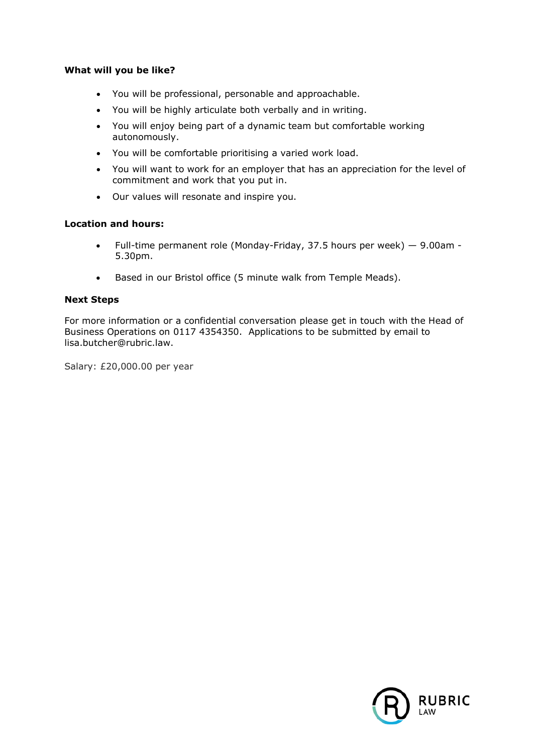**What will you be like?**

- You will be professional, personable and approachable.
- You will be highly articulate both verbally and in writing.
- You will enjoy being part of a dynamic team but comfortable working autonomously.
- You will be comfortable prioritising a varied work load.
- You will want to work for an employer that has an appreciation for the level of commitment and work that you put in.
- Our values will resonate and inspire you.

**Location and hours:**

- Full-time permanent role (Monday-Friday, 37.5 hours per week) — 9.00am - 5.30pm.
- Based in our Bristol office (5 minute walk from Temple Meads).

**Next Steps**

For more information or a confidential conversation please get in touch with the Head of Business Operations on 0117 4354350. Applications to be submitted by email to lisa.butcher@rubric.law.

Salary: £20,000.00 per year